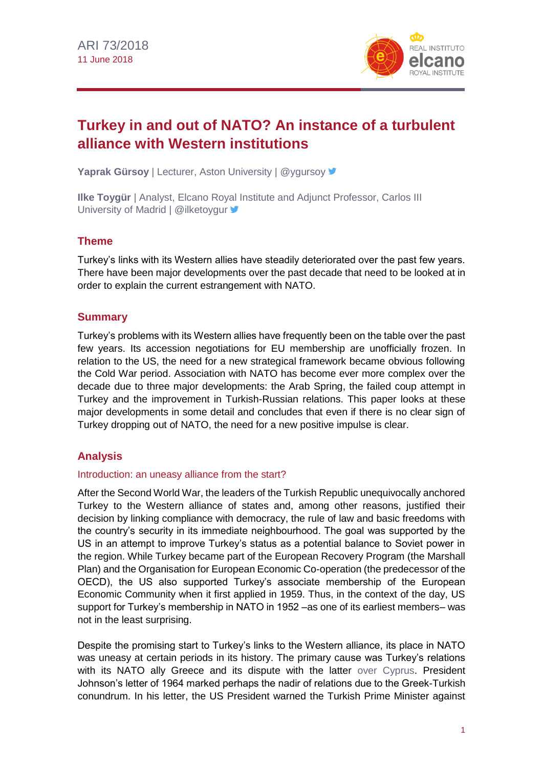ARI 73/2018
11 June 2018

# Turkey in and out of NATO? An instance of a turbulent alliance with Western institutions

**Yaprak Gürsoy** | Lecturer, Aston University | @ygursoy

**Ilke Toygür** | Analyst, Elcano Royal Institute and Adjunct Professor, Carlos III University of Madrid | @ilketoygur

## Theme

Turkey's links with its Western allies have steadily deteriorated over the past few years. There have been major developments over the past decade that need to be looked at in order to explain the current estrangement with NATO.

## Summary

Turkey's problems with its Western allies have frequently been on the table over the past few years. Its accession negotiations for EU membership are unofficially frozen. In relation to the US, the need for a new strategical framework became obvious following the Cold War period. Association with NATO has become ever more complex over the decade due to three major developments: the Arab Spring, the failed coup attempt in Turkey and the improvement in Turkish-Russian relations. This paper looks at these major developments in some detail and concludes that even if there is no clear sign of Turkey dropping out of NATO, the need for a new positive impulse is clear.

## Analysis

### Introduction: an uneasy alliance from the start?

After the Second World War, the leaders of the Turkish Republic unequivocally anchored Turkey to the Western alliance of states and, among other reasons, justified their decision by linking compliance with democracy, the rule of law and basic freedoms with the country's security in its immediate neighbourhood. The goal was supported by the US in an attempt to improve Turkey's status as a potential balance to Soviet power in the region. While Turkey became part of the European Recovery Program (the Marshall Plan) and the Organisation for European Economic Co-operation (the predecessor of the OECD), the US also supported Turkey's associate membership of the European Economic Community when it first applied in 1959. Thus, in the context of the day, US support for Turkey's membership in NATO in 1952 –as one of its earliest members– was not in the least surprising.

Despite the promising start to Turkey's links to the Western alliance, its place in NATO was uneasy at certain periods in its history. The primary cause was Turkey's relations with its NATO ally Greece and its dispute with the latter over Cyprus. President Johnson's letter of 1964 marked perhaps the nadir of relations due to the Greek-Turkish conundrum. In his letter, the US President warned the Turkish Prime Minister against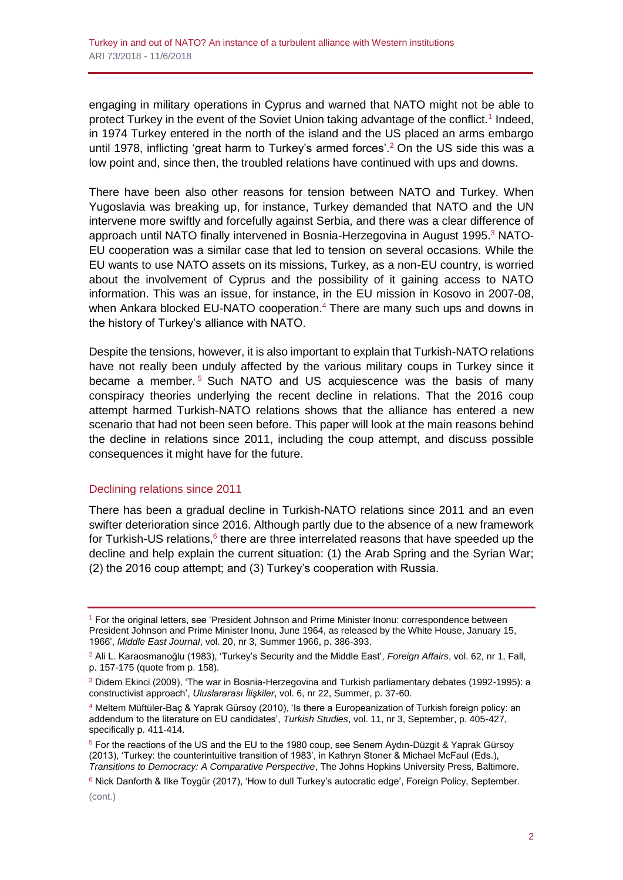engaging in military operations in Cyprus and warned that NATO might not be able to protect Turkey in the event of the Soviet Union taking advantage of the conflict.[1] Indeed, in 1974 Turkey entered in the north of the island and the US placed an arms embargo until 1978, inflicting 'great harm to Turkey's armed forces'.[2] On the US side this was a low point and, since then, the troubled relations have continued with ups and downs.

There have been also other reasons for tension between NATO and Turkey. When Yugoslavia was breaking up, for instance, Turkey demanded that NATO and the UN intervene more swiftly and forcefully against Serbia, and there was a clear difference of approach until NATO finally intervened in Bosnia-Herzegovina in August 1995.[3] NATO-EU cooperation was a similar case that led to tension on several occasions. While the EU wants to use NATO assets on its missions, Turkey, as a non-EU country, is worried about the involvement of Cyprus and the possibility of it gaining access to NATO information. This was an issue, for instance, in the EU mission in Kosovo in 2007-08, when Ankara blocked EU-NATO cooperation.[4] There are many such ups and downs in the history of Turkey's alliance with NATO.

Despite the tensions, however, it is also important to explain that Turkish-NATO relations have not really been unduly affected by the various military coups in Turkey since it became a member.[5] Such NATO and US acquiescence was the basis of many conspiracy theories underlying the recent decline in relations. That the 2016 coup attempt harmed Turkish-NATO relations shows that the alliance has entered a new scenario that had not been seen before. This paper will look at the main reasons behind the decline in relations since 2011, including the coup attempt, and discuss possible consequences it might have for the future.

## Declining relations since 2011

There has been a gradual decline in Turkish-NATO relations since 2011 and an even swifter deterioration since 2016. Although partly due to the absence of a new framework for Turkish-US relations,[6] there are three interrelated reasons that have speeded up the decline and help explain the current situation: (1) the Arab Spring and the Syrian War; (2) the 2016 coup attempt; and (3) Turkey's cooperation with Russia.

---

[1] For the original letters, see 'President Johnson and Prime Minister Inonu: correspondence between President Johnson and Prime Minister Inonu, June 1964, as released by the White House, January 15, 1966', *Middle East Journal*, vol. 20, nr 3, Summer 1966, p. 386-393.

[2] Ali L. Karaosmanoğlu (1983), 'Turkey's Security and the Middle East', *Foreign Affairs*, vol. 62, nr 1, Fall, p. 157-175 (quote from p. 158).

[3] Didem Ekinci (2009), 'The war in Bosnia-Herzegovina and Turkish parliamentary debates (1992-1995): a constructivist approach', *Uluslararası İlişkiler*, vol. 6, nr 22, Summer, p. 37-60.

[4] Meltem Müftüler-Baç & Yaprak Gürsoy (2010), 'Is there a Europeanization of Turkish foreign policy: an addendum to the literature on EU candidates', *Turkish Studies*, vol. 11, nr 3, September, p. 405-427, specifically p. 411-414.

[5] For the reactions of the US and the EU to the 1980 coup, see Senem Aydın-Düzgit & Yaprak Gürsoy (2013), 'Turkey: the counterintuitive transition of 1983', in Kathryn Stoner & Michael McFaul (Eds.), *Transitions to Democracy: A Comparative Perspective*, The Johns Hopkins University Press, Baltimore.

[6] Nick Danforth & Ilke Toygür (2017), 'How to dull Turkey's autocratic edge', Foreign Policy, September.

(cont.)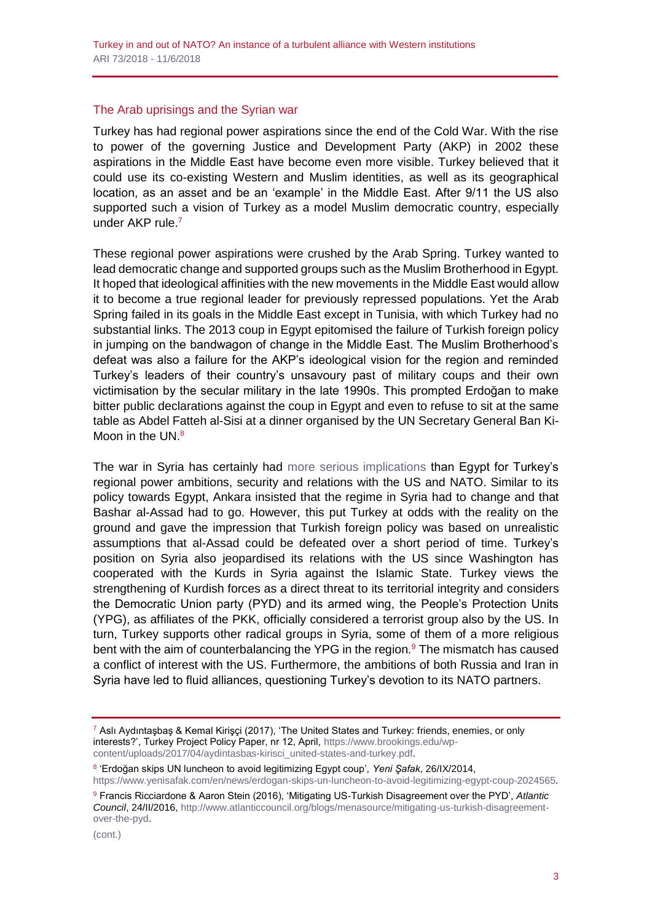## The Arab uprisings and the Syrian war

Turkey has had regional power aspirations since the end of the Cold War. With the rise to power of the governing Justice and Development Party (AKP) in 2002 these aspirations in the Middle East have become even more visible. Turkey believed that it could use its co-existing Western and Muslim identities, as well as its geographical location, as an asset and be an 'example' in the Middle East. After 9/11 the US also supported such a vision of Turkey as a model Muslim democratic country, especially under AKP rule.[7]

These regional power aspirations were crushed by the Arab Spring. Turkey wanted to lead democratic change and supported groups such as the Muslim Brotherhood in Egypt. It hoped that ideological affinities with the new movements in the Middle East would allow it to become a true regional leader for previously repressed populations. Yet the Arab Spring failed in its goals in the Middle East except in Tunisia, with which Turkey had no substantial links. The 2013 coup in Egypt epitomised the failure of Turkish foreign policy in jumping on the bandwagon of change in the Middle East. The Muslim Brotherhood's defeat was also a failure for the AKP's ideological vision for the region and reminded Turkey's leaders of their country's unsavoury past of military coups and their own victimisation by the secular military in the late 1990s. This prompted Erdoğan to make bitter public declarations against the coup in Egypt and even to refuse to sit at the same table as Abdel Fatteh al-Sisi at a dinner organised by the UN Secretary General Ban Ki-Moon in the UN.[8]

The war in Syria has certainly had more serious implications than Egypt for Turkey's regional power ambitions, security and relations with the US and NATO. Similar to its policy towards Egypt, Ankara insisted that the regime in Syria had to change and that Bashar al-Assad had to go. However, this put Turkey at odds with the reality on the ground and gave the impression that Turkish foreign policy was based on unrealistic assumptions that al-Assad could be defeated over a short period of time. Turkey's position on Syria also jeopardised its relations with the US since Washington has cooperated with the Kurds in Syria against the Islamic State. Turkey views the strengthening of Kurdish forces as a direct threat to its territorial integrity and considers the Democratic Union party (PYD) and its armed wing, the People's Protection Units (YPG), as affiliates of the PKK, officially considered a terrorist group also by the US. In turn, Turkey supports other radical groups in Syria, some of them of a more religious bent with the aim of counterbalancing the YPG in the region.[9] The mismatch has caused a conflict of interest with the US. Furthermore, the ambitions of both Russia and Iran in Syria have led to fluid alliances, questioning Turkey's devotion to its NATO partners.

---

[7] Aslı Aydıntaşbaş & Kemal Kirişçi (2017), 'The United States and Turkey: friends, enemies, or only interests?', Turkey Project Policy Paper, nr 12, April, https://www.brookings.edu/wp-content/uploads/2017/04/aydintasbas-kirisci_united-states-and-turkey.pdf.

[8] 'Erdoğan skips UN luncheon to avoid legitimizing Egypt coup', *Yeni Şafak*, 26/IX/2014, https://www.yenisafak.com/en/news/erdogan-skips-un-luncheon-to-avoid-legitimizing-egypt-coup-2024565.

[9] Francis Ricciardone & Aaron Stein (2016), 'Mitigating US-Turkish Disagreement over the PYD', *Atlantic Council*, 24/II/2016, http://www.atlanticcouncil.org/blogs/menasource/mitigating-us-turkish-disagreement-over-the-pyd.

(cont.)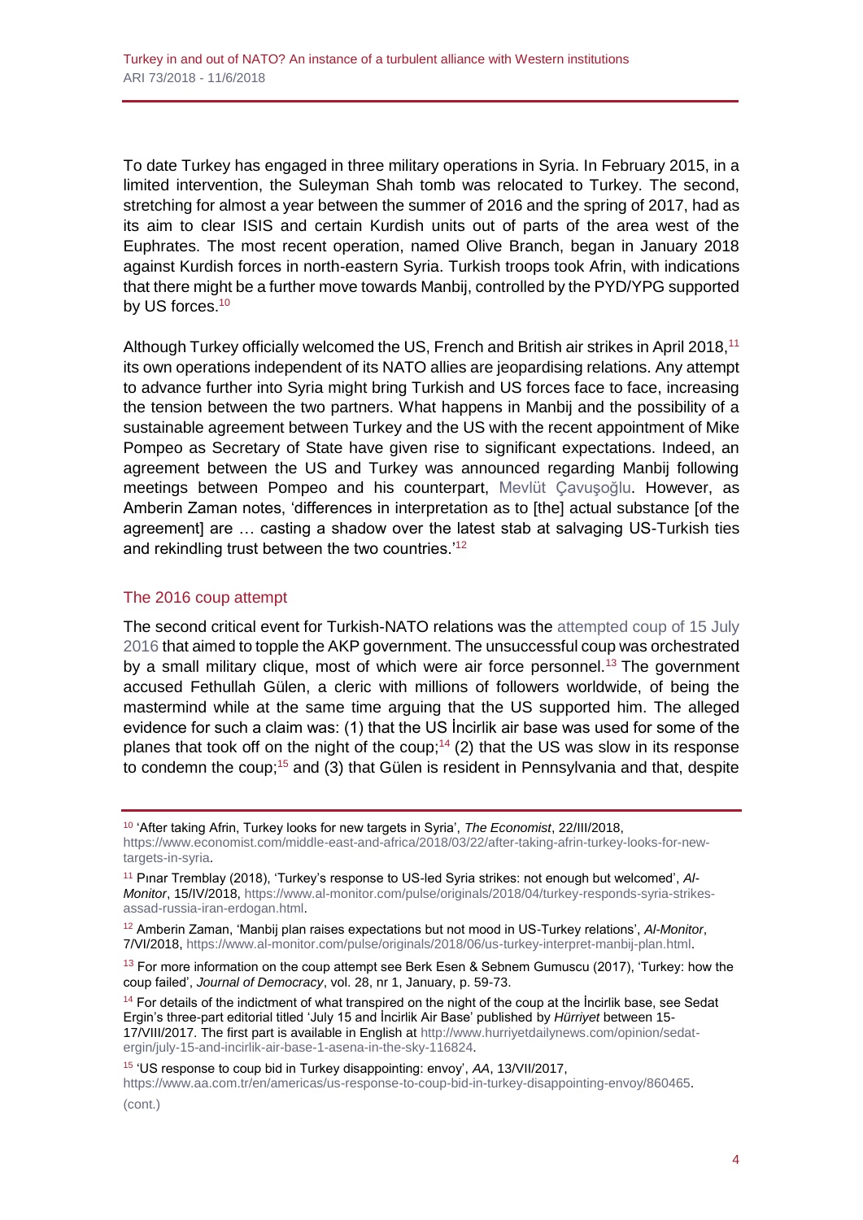To date Turkey has engaged in three military operations in Syria. In February 2015, in a limited intervention, the Suleyman Shah tomb was relocated to Turkey. The second, stretching for almost a year between the summer of 2016 and the spring of 2017, had as its aim to clear ISIS and certain Kurdish units out of parts of the area west of the Euphrates. The most recent operation, named Olive Branch, began in January 2018 against Kurdish forces in north-eastern Syria. Turkish troops took Afrin, with indications that there might be a further move towards Manbij, controlled by the PYD/YPG supported by US forces.[10]

Although Turkey officially welcomed the US, French and British air strikes in April 2018,[11] its own operations independent of its NATO allies are jeopardising relations. Any attempt to advance further into Syria might bring Turkish and US forces face to face, increasing the tension between the two partners. What happens in Manbij and the possibility of a sustainable agreement between Turkey and the US with the recent appointment of Mike Pompeo as Secretary of State have given rise to significant expectations. Indeed, an agreement between the US and Turkey was announced regarding Manbij following meetings between Pompeo and his counterpart, Mevlüt Çavuşoğlu. However, as Amberin Zaman notes, 'differences in interpretation as to [the] actual substance [of the agreement] are … casting a shadow over the latest stab at salvaging US-Turkish ties and rekindling trust between the two countries.'[12]

## The 2016 coup attempt

The second critical event for Turkish-NATO relations was the attempted coup of 15 July 2016 that aimed to topple the AKP government. The unsuccessful coup was orchestrated by a small military clique, most of which were air force personnel.[13] The government accused Fethullah Gülen, a cleric with millions of followers worldwide, of being the mastermind while at the same time arguing that the US supported him. The alleged evidence for such a claim was: (1) that the US İncirlik air base was used for some of the planes that took off on the night of the coup;[14] (2) that the US was slow in its response to condemn the coup;[15] and (3) that Gülen is resident in Pennsylvania and that, despite

---

[10] 'After taking Afrin, Turkey looks for new targets in Syria', *The Economist*, 22/III/2018, https://www.economist.com/middle-east-and-africa/2018/03/22/after-taking-afrin-turkey-looks-for-new-targets-in-syria.

[11] Pınar Tremblay (2018), 'Turkey's response to US-led Syria strikes: not enough but welcomed', *Al-Monitor*, 15/IV/2018, https://www.al-monitor.com/pulse/originals/2018/04/turkey-responds-syria-strikes-assad-russia-iran-erdogan.html.

[12] Amberin Zaman, 'Manbij plan raises expectations but not mood in US-Turkey relations', *Al-Monitor*, 7/VI/2018, https://www.al-monitor.com/pulse/originals/2018/06/us-turkey-interpret-manbij-plan.html.

[13] For more information on the coup attempt see Berk Esen & Sebnem Gumuscu (2017), 'Turkey: how the coup failed', *Journal of Democracy*, vol. 28, nr 1, January, p. 59-73.

[14] For details of the indictment of what transpired on the night of the coup at the İncirlik base, see Sedat Ergin's three-part editorial titled 'July 15 and İncirlik Air Base' published by *Hürriyet* between 15-17/VIII/2017. The first part is available in English at http://www.hurriyetdailynews.com/opinion/sedat-ergin/july-15-and-incirlik-air-base-1-asena-in-the-sky-116824.

[15] 'US response to coup bid in Turkey disappointing: envoy', *AA*, 13/VII/2017, https://www.aa.com.tr/en/americas/us-response-to-coup-bid-in-turkey-disappointing-envoy/860465.

(cont.)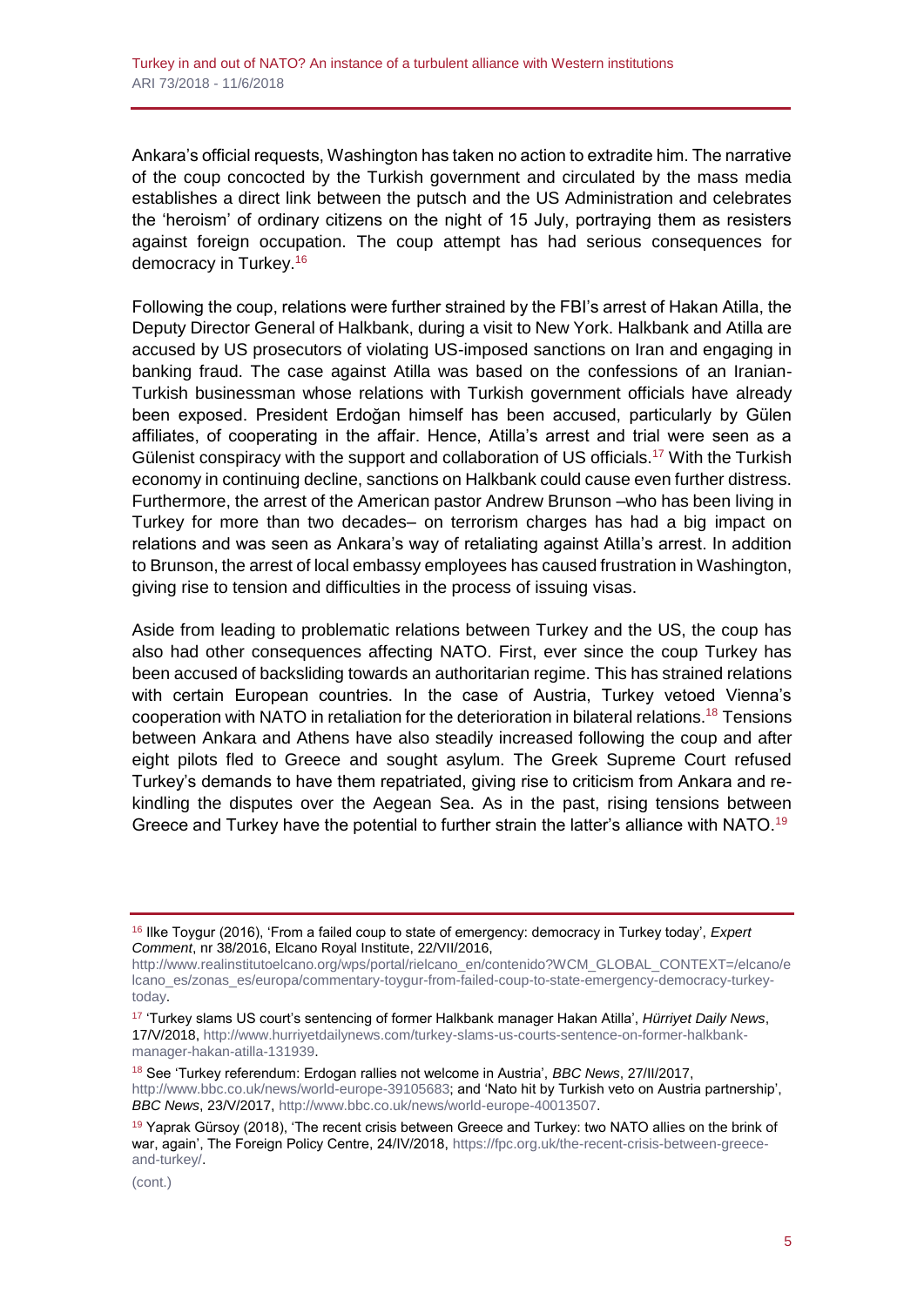Ankara's official requests, Washington has taken no action to extradite him. The narrative of the coup concocted by the Turkish government and circulated by the mass media establishes a direct link between the putsch and the US Administration and celebrates the 'heroism' of ordinary citizens on the night of 15 July, portraying them as resisters against foreign occupation. The coup attempt has had serious consequences for democracy in Turkey.[16]

Following the coup, relations were further strained by the FBI's arrest of Hakan Atilla, the Deputy Director General of Halkbank, during a visit to New York. Halkbank and Atilla are accused by US prosecutors of violating US-imposed sanctions on Iran and engaging in banking fraud. The case against Atilla was based on the confessions of an Iranian-Turkish businessman whose relations with Turkish government officials have already been exposed. President Erdoğan himself has been accused, particularly by Gülen affiliates, of cooperating in the affair. Hence, Atilla's arrest and trial were seen as a Gülenist conspiracy with the support and collaboration of US officials.[17] With the Turkish economy in continuing decline, sanctions on Halkbank could cause even further distress. Furthermore, the arrest of the American pastor Andrew Brunson –who has been living in Turkey for more than two decades– on terrorism charges has had a big impact on relations and was seen as Ankara's way of retaliating against Atilla's arrest. In addition to Brunson, the arrest of local embassy employees has caused frustration in Washington, giving rise to tension and difficulties in the process of issuing visas.

Aside from leading to problematic relations between Turkey and the US, the coup has also had other consequences affecting NATO. First, ever since the coup Turkey has been accused of backsliding towards an authoritarian regime. This has strained relations with certain European countries. In the case of Austria, Turkey vetoed Vienna's cooperation with NATO in retaliation for the deterioration in bilateral relations.[18] Tensions between Ankara and Athens have also steadily increased following the coup and after eight pilots fled to Greece and sought asylum. The Greek Supreme Court refused Turkey's demands to have them repatriated, giving rise to criticism from Ankara and re-kindling the disputes over the Aegean Sea. As in the past, rising tensions between Greece and Turkey have the potential to further strain the latter's alliance with NATO.[19]

---

[16] Ilke Toygur (2016), 'From a failed coup to state of emergency: democracy in Turkey today', *Expert Comment*, nr 38/2016, Elcano Royal Institute, 22/VII/2016, http://www.realinstitutoelcano.org/wps/portal/rielcano_en/contenido?WCM_GLOBAL_CONTEXT=/elcano/elcano_es/zonas_es/europa/commentary-toygur-from-failed-coup-to-state-emergency-democracy-turkey-today.

[17] 'Turkey slams US court's sentencing of former Halkbank manager Hakan Atilla', *Hürriyet Daily News*, 17/V/2018, http://www.hurriyetdailynews.com/turkey-slams-us-courts-sentence-on-former-halkbank-manager-hakan-atilla-131939.

[18] See 'Turkey referendum: Erdogan rallies not welcome in Austria', *BBC News*, 27/II/2017, http://www.bbc.co.uk/news/world-europe-39105683; and 'Nato hit by Turkish veto on Austria partnership', *BBC News*, 23/V/2017, http://www.bbc.co.uk/news/world-europe-40013507.

[19] Yaprak Gürsoy (2018), 'The recent crisis between Greece and Turkey: two NATO allies on the brink of war, again', The Foreign Policy Centre, 24/IV/2018, https://fpc.org.uk/the-recent-crisis-between-greece-and-turkey/.

(cont.)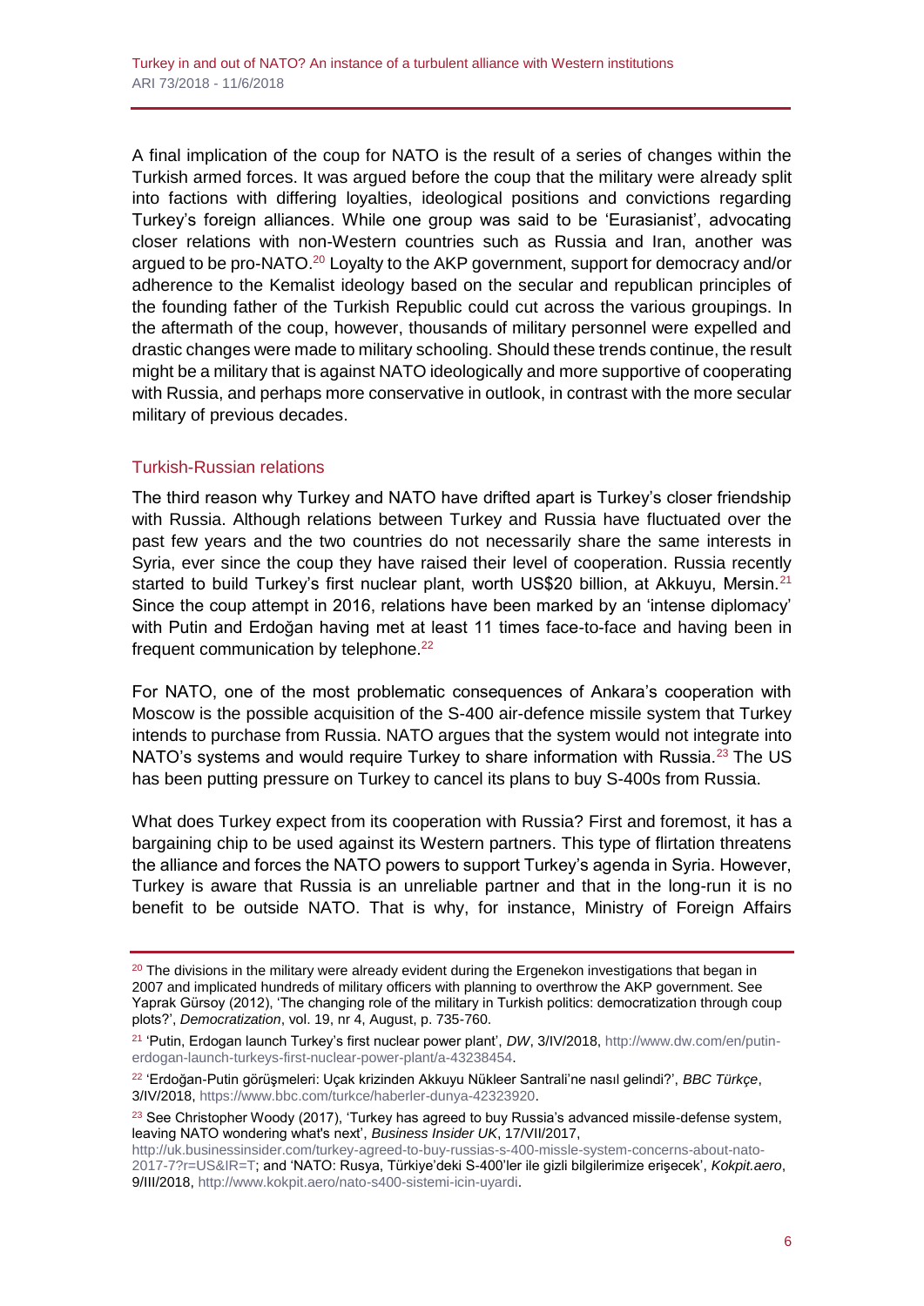A final implication of the coup for NATO is the result of a series of changes within the Turkish armed forces. It was argued before the coup that the military were already split into factions with differing loyalties, ideological positions and convictions regarding Turkey's foreign alliances. While one group was said to be 'Eurasianist', advocating closer relations with non-Western countries such as Russia and Iran, another was argued to be pro-NATO.[20] Loyalty to the AKP government, support for democracy and/or adherence to the Kemalist ideology based on the secular and republican principles of the founding father of the Turkish Republic could cut across the various groupings. In the aftermath of the coup, however, thousands of military personnel were expelled and drastic changes were made to military schooling. Should these trends continue, the result might be a military that is against NATO ideologically and more supportive of cooperating with Russia, and perhaps more conservative in outlook, in contrast with the more secular military of previous decades.

## Turkish-Russian relations

The third reason why Turkey and NATO have drifted apart is Turkey's closer friendship with Russia. Although relations between Turkey and Russia have fluctuated over the past few years and the two countries do not necessarily share the same interests in Syria, ever since the coup they have raised their level of cooperation. Russia recently started to build Turkey's first nuclear plant, worth US$20 billion, at Akkuyu, Mersin.[21] Since the coup attempt in 2016, relations have been marked by an 'intense diplomacy' with Putin and Erdoğan having met at least 11 times face-to-face and having been in frequent communication by telephone.[22]

For NATO, one of the most problematic consequences of Ankara's cooperation with Moscow is the possible acquisition of the S-400 air-defence missile system that Turkey intends to purchase from Russia. NATO argues that the system would not integrate into NATO's systems and would require Turkey to share information with Russia.[23] The US has been putting pressure on Turkey to cancel its plans to buy S-400s from Russia.

What does Turkey expect from its cooperation with Russia? First and foremost, it has a bargaining chip to be used against its Western partners. This type of flirtation threatens the alliance and forces the NATO powers to support Turkey's agenda in Syria. However, Turkey is aware that Russia is an unreliable partner and that in the long-run it is no benefit to be outside NATO. That is why, for instance, Ministry of Foreign Affairs

---

[20] The divisions in the military were already evident during the Ergenekon investigations that began in 2007 and implicated hundreds of military officers with planning to overthrow the AKP government. See Yaprak Gürsoy (2012), 'The changing role of the military in Turkish politics: democratization through coup plots?', *Democratization*, vol. 19, nr 4, August, p. 735-760.

[21] 'Putin, Erdogan launch Turkey's first nuclear power plant', *DW*, 3/IV/2018, http://www.dw.com/en/putin-erdogan-launch-turkeys-first-nuclear-power-plant/a-43238454.

[22] 'Erdoğan-Putin görüşmeleri: Uçak krizinden Akkuyu Nükleer Santrali'ne nasıl gelindi?', *BBC Türkçe*, 3/IV/2018, https://www.bbc.com/turkce/haberler-dunya-42323920.

[23] See Christopher Woody (2017), 'Turkey has agreed to buy Russia's advanced missile-defense system, leaving NATO wondering what's next', *Business Insider UK*, 17/VII/2017, http://uk.businessinsider.com/turkey-agreed-to-buy-russias-s-400-missle-system-concerns-about-nato-2017-7?r=US&IR=T; and 'NATO: Rusya, Türkiye'deki S-400'ler ile gizli bilgilerimize erişecek', *Kokpit.aero*, 9/III/2018, http://www.kokpit.aero/nato-s400-sistemi-icin-uyardi.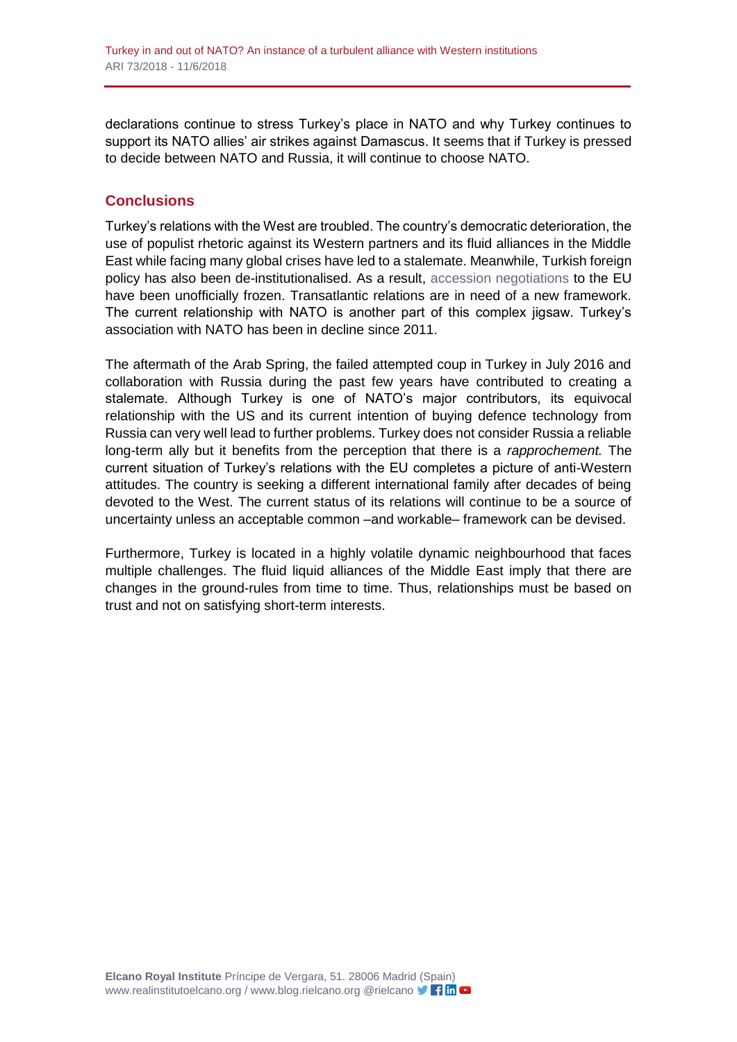declarations continue to stress Turkey's place in NATO and why Turkey continues to support its NATO allies' air strikes against Damascus. It seems that if Turkey is pressed to decide between NATO and Russia, it will continue to choose NATO.

## Conclusions

Turkey's relations with the West are troubled. The country's democratic deterioration, the use of populist rhetoric against its Western partners and its fluid alliances in the Middle East while facing many global crises have led to a stalemate. Meanwhile, Turkish foreign policy has also been de-institutionalised. As a result, accession negotiations to the EU have been unofficially frozen. Transatlantic relations are in need of a new framework. The current relationship with NATO is another part of this complex jigsaw. Turkey's association with NATO has been in decline since 2011.

The aftermath of the Arab Spring, the failed attempted coup in Turkey in July 2016 and collaboration with Russia during the past few years have contributed to creating a stalemate. Although Turkey is one of NATO's major contributors, its equivocal relationship with the US and its current intention of buying defence technology from Russia can very well lead to further problems. Turkey does not consider Russia a reliable long-term ally but it benefits from the perception that there is a *rapprochement.* The current situation of Turkey's relations with the EU completes a picture of anti-Western attitudes. The country is seeking a different international family after decades of being devoted to the West. The current status of its relations will continue to be a source of uncertainty unless an acceptable common –and workable– framework can be devised.

Furthermore, Turkey is located in a highly volatile dynamic neighbourhood that faces multiple challenges. The fluid liquid alliances of the Middle East imply that there are changes in the ground-rules from time to time. Thus, relationships must be based on trust and not on satisfying short-term interests.